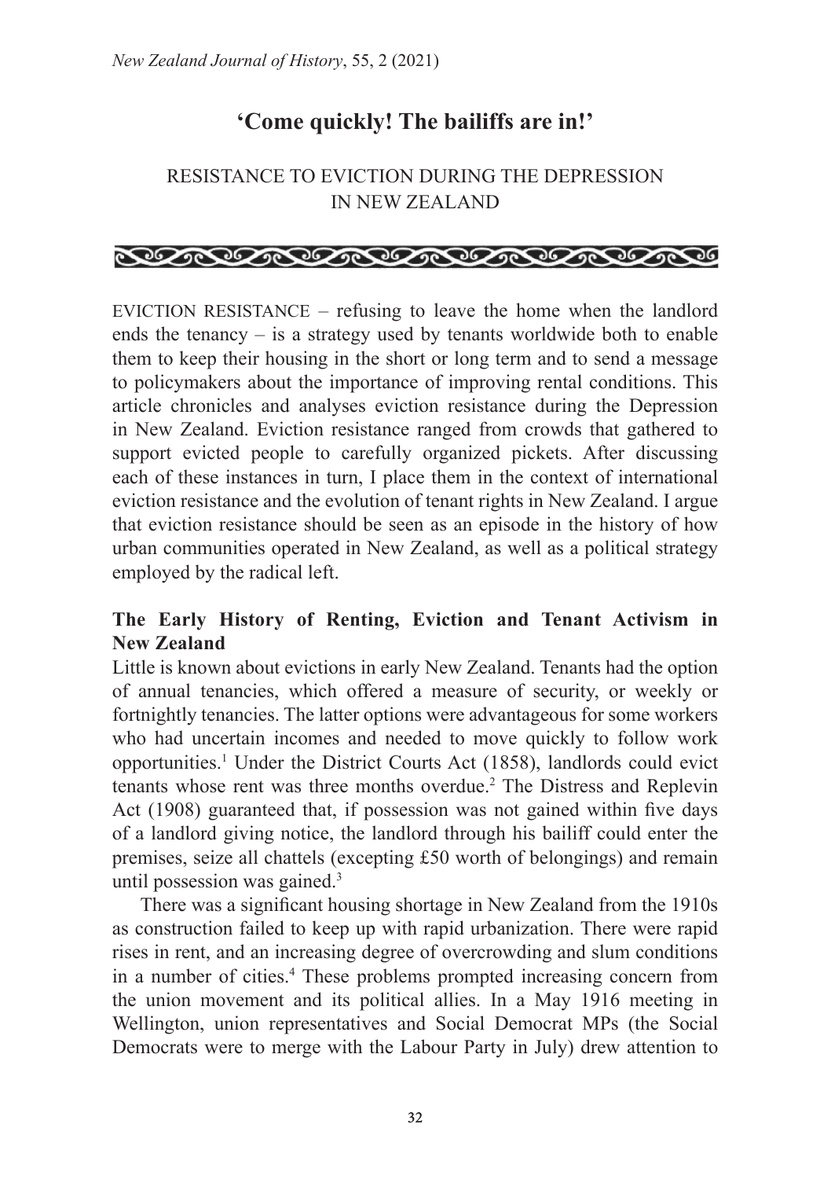# 'Come quickly! The bailiffs are in!'

## RESISTANCE TO EVICTION DURING THE DEPRESSION IN NEW ZEALAND

EVICTION RESISTANCE – refusing to leave the home when the landlord ends the tenancy – is a strategy used by tenants worldwide both to enable them to keep their housing in the short or long term and to send a message to policymakers about the importance of improving rental conditions. This article chronicles and analyses eviction resistance during the Depression in New Zealand. Eviction resistance ranged from crowds that gathered to support evicted people to carefully organized pickets. After discussing each of these instances in turn, I place them in the context of international eviction resistance and the evolution of tenant rights in New Zealand. I argue that eviction resistance should be seen as an episode in the history of how urban communities operated in New Zealand, as well as a political strategy employed by the radical left.

### The Early History of Renting, Eviction and Tenant Activism in New Zealand

Little is known about evictions in early New Zealand. Tenants had the option of annual tenancies, which offered a measure of security, or weekly or fortnightly tenancies. The latter options were advantageous for some workers who had uncertain incomes and needed to move quickly to follow work opportunities.[1] Under the District Courts Act (1858), landlords could evict tenants whose rent was three months overdue.[2] The Distress and Replevin Act (1908) guaranteed that, if possession was not gained within five days of a landlord giving notice, the landlord through his bailiff could enter the premises, seize all chattels (excepting £50 worth of belongings) and remain until possession was gained.[3]

There was a significant housing shortage in New Zealand from the 1910s as construction failed to keep up with rapid urbanization. There were rapid rises in rent, and an increasing degree of overcrowding and slum conditions in a number of cities.[4] These problems prompted increasing concern from the union movement and its political allies. In a May 1916 meeting in Wellington, union representatives and Social Democrat MPs (the Social Democrats were to merge with the Labour Party in July) drew attention to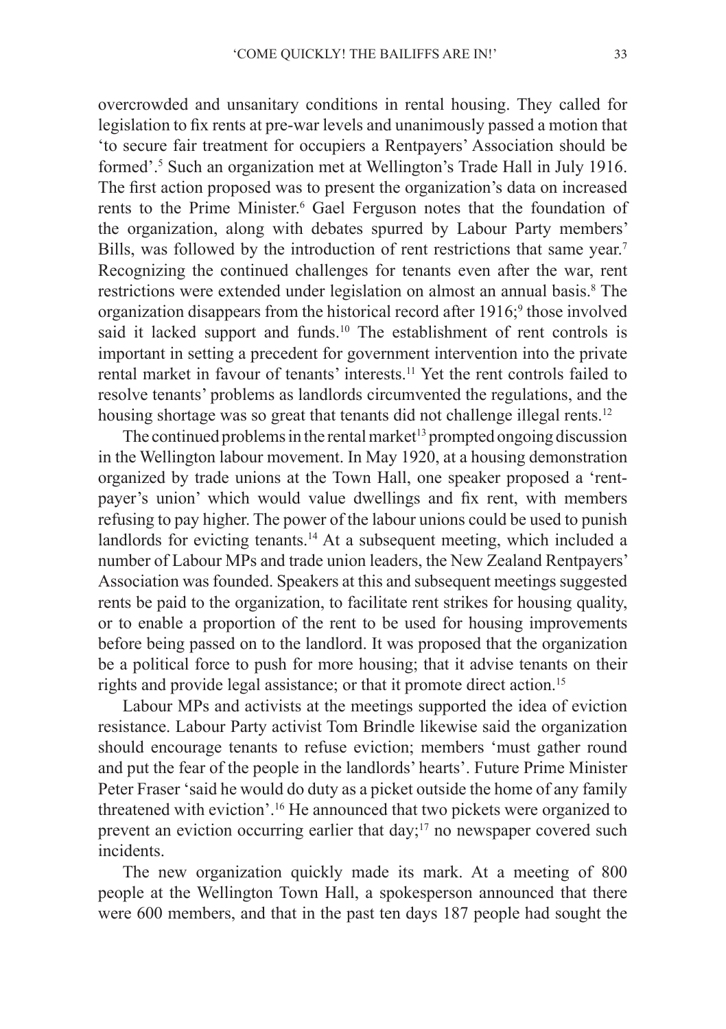overcrowded and unsanitary conditions in rental housing. They called for legislation to fix rents at pre-war levels and unanimously passed a motion that 'to secure fair treatment for occupiers a Rentpayers' Association should be formed'.[5] Such an organization met at Wellington's Trade Hall in July 1916. The first action proposed was to present the organization's data on increased rents to the Prime Minister.[6] Gael Ferguson notes that the foundation of the organization, along with debates spurred by Labour Party members' Bills, was followed by the introduction of rent restrictions that same year.[7] Recognizing the continued challenges for tenants even after the war, rent restrictions were extended under legislation on almost an annual basis.[8] The organization disappears from the historical record after 1916;[9] those involved said it lacked support and funds.[10] The establishment of rent controls is important in setting a precedent for government intervention into the private rental market in favour of tenants' interests.[11] Yet the rent controls failed to resolve tenants' problems as landlords circumvented the regulations, and the housing shortage was so great that tenants did not challenge illegal rents.[12]

The continued problems in the rental market[13] prompted ongoing discussion in the Wellington labour movement. In May 1920, at a housing demonstration organized by trade unions at the Town Hall, one speaker proposed a 'rent-payer's union' which would value dwellings and fix rent, with members refusing to pay higher. The power of the labour unions could be used to punish landlords for evicting tenants.[14] At a subsequent meeting, which included a number of Labour MPs and trade union leaders, the New Zealand Rentpayers' Association was founded. Speakers at this and subsequent meetings suggested rents be paid to the organization, to facilitate rent strikes for housing quality, or to enable a proportion of the rent to be used for housing improvements before being passed on to the landlord. It was proposed that the organization be a political force to push for more housing; that it advise tenants on their rights and provide legal assistance; or that it promote direct action.[15]

Labour MPs and activists at the meetings supported the idea of eviction resistance. Labour Party activist Tom Brindle likewise said the organization should encourage tenants to refuse eviction; members 'must gather round and put the fear of the people in the landlords' hearts'. Future Prime Minister Peter Fraser 'said he would do duty as a picket outside the home of any family threatened with eviction'.[16] He announced that two pickets were organized to prevent an eviction occurring earlier that day;[17] no newspaper covered such incidents.

The new organization quickly made its mark. At a meeting of 800 people at the Wellington Town Hall, a spokesperson announced that there were 600 members, and that in the past ten days 187 people had sought the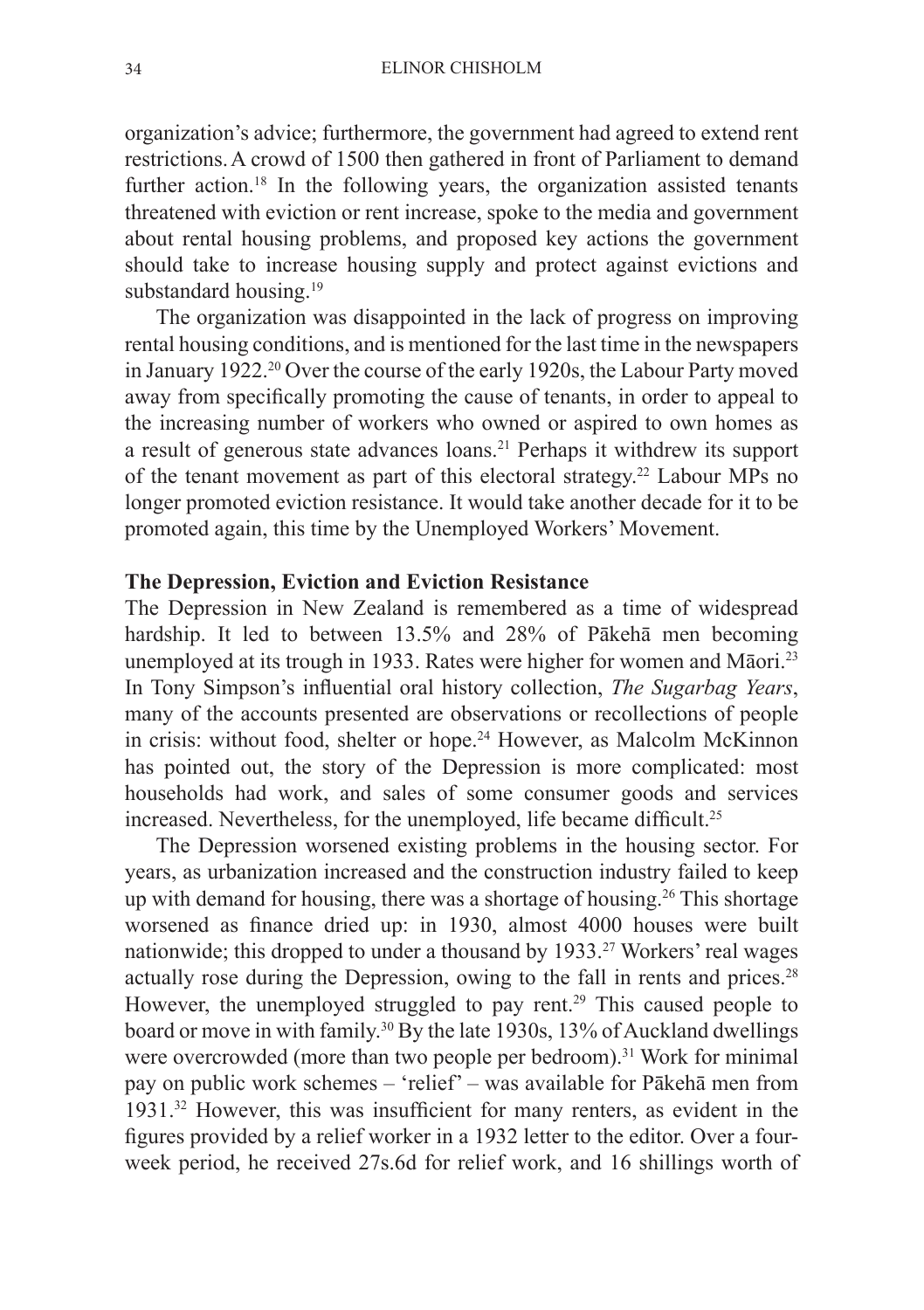organization's advice; furthermore, the government had agreed to extend rent restrictions. A crowd of 1500 then gathered in front of Parliament to demand further action.[18] In the following years, the organization assisted tenants threatened with eviction or rent increase, spoke to the media and government about rental housing problems, and proposed key actions the government should take to increase housing supply and protect against evictions and substandard housing.[19]

The organization was disappointed in the lack of progress on improving rental housing conditions, and is mentioned for the last time in the newspapers in January 1922.[20] Over the course of the early 1920s, the Labour Party moved away from specifically promoting the cause of tenants, in order to appeal to the increasing number of workers who owned or aspired to own homes as a result of generous state advances loans.[21] Perhaps it withdrew its support of the tenant movement as part of this electoral strategy.[22] Labour MPs no longer promoted eviction resistance. It would take another decade for it to be promoted again, this time by the Unemployed Workers' Movement.

## The Depression, Eviction and Eviction Resistance

The Depression in New Zealand is remembered as a time of widespread hardship. It led to between 13.5% and 28% of Pākehā men becoming unemployed at its trough in 1933. Rates were higher for women and Māori.[23] In Tony Simpson's influential oral history collection, *The Sugarbag Years*, many of the accounts presented are observations or recollections of people in crisis: without food, shelter or hope.[24] However, as Malcolm McKinnon has pointed out, the story of the Depression is more complicated: most households had work, and sales of some consumer goods and services increased. Nevertheless, for the unemployed, life became difficult.[25]

The Depression worsened existing problems in the housing sector. For years, as urbanization increased and the construction industry failed to keep up with demand for housing, there was a shortage of housing.[26] This shortage worsened as finance dried up: in 1930, almost 4000 houses were built nationwide; this dropped to under a thousand by 1933.[27] Workers' real wages actually rose during the Depression, owing to the fall in rents and prices.[28] However, the unemployed struggled to pay rent.[29] This caused people to board or move in with family.[30] By the late 1930s, 13% of Auckland dwellings were overcrowded (more than two people per bedroom).[31] Work for minimal pay on public work schemes – 'relief' – was available for Pākehā men from 1931.[32] However, this was insufficient for many renters, as evident in the figures provided by a relief worker in a 1932 letter to the editor. Over a four-week period, he received 27s.6d for relief work, and 16 shillings worth of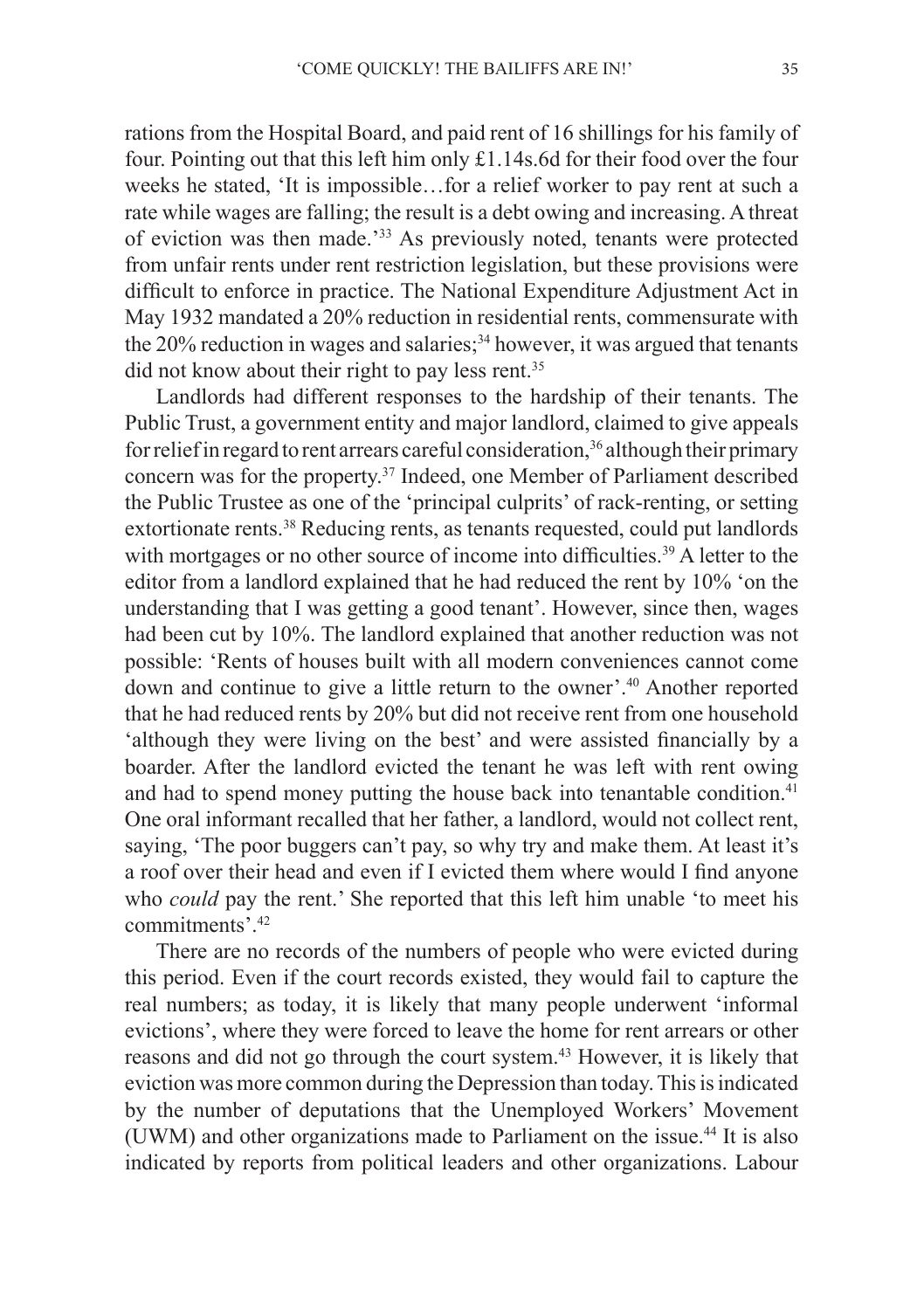rations from the Hospital Board, and paid rent of 16 shillings for his family of four. Pointing out that this left him only £1.14s.6d for their food over the four weeks he stated, 'It is impossible…for a relief worker to pay rent at such a rate while wages are falling; the result is a debt owing and increasing. A threat of eviction was then made.'[33] As previously noted, tenants were protected from unfair rents under rent restriction legislation, but these provisions were difficult to enforce in practice. The National Expenditure Adjustment Act in May 1932 mandated a 20% reduction in residential rents, commensurate with the 20% reduction in wages and salaries;[34] however, it was argued that tenants did not know about their right to pay less rent.[35]

Landlords had different responses to the hardship of their tenants. The Public Trust, a government entity and major landlord, claimed to give appeals for relief in regard to rent arrears careful consideration,[36] although their primary concern was for the property.[37] Indeed, one Member of Parliament described the Public Trustee as one of the 'principal culprits' of rack-renting, or setting extortionate rents.[38] Reducing rents, as tenants requested, could put landlords with mortgages or no other source of income into difficulties.[39] A letter to the editor from a landlord explained that he had reduced the rent by 10% 'on the understanding that I was getting a good tenant'. However, since then, wages had been cut by 10%. The landlord explained that another reduction was not possible: 'Rents of houses built with all modern conveniences cannot come down and continue to give a little return to the owner'.[40] Another reported that he had reduced rents by 20% but did not receive rent from one household 'although they were living on the best' and were assisted financially by a boarder. After the landlord evicted the tenant he was left with rent owing and had to spend money putting the house back into tenantable condition.[41] One oral informant recalled that her father, a landlord, would not collect rent, saying, 'The poor buggers can't pay, so why try and make them. At least it's a roof over their head and even if I evicted them where would I find anyone who *could* pay the rent.' She reported that this left him unable 'to meet his commitments'.[42]

There are no records of the numbers of people who were evicted during this period. Even if the court records existed, they would fail to capture the real numbers; as today, it is likely that many people underwent 'informal evictions', where they were forced to leave the home for rent arrears or other reasons and did not go through the court system.[43] However, it is likely that eviction was more common during the Depression than today. This is indicated by the number of deputations that the Unemployed Workers' Movement (UWM) and other organizations made to Parliament on the issue.[44] It is also indicated by reports from political leaders and other organizations. Labour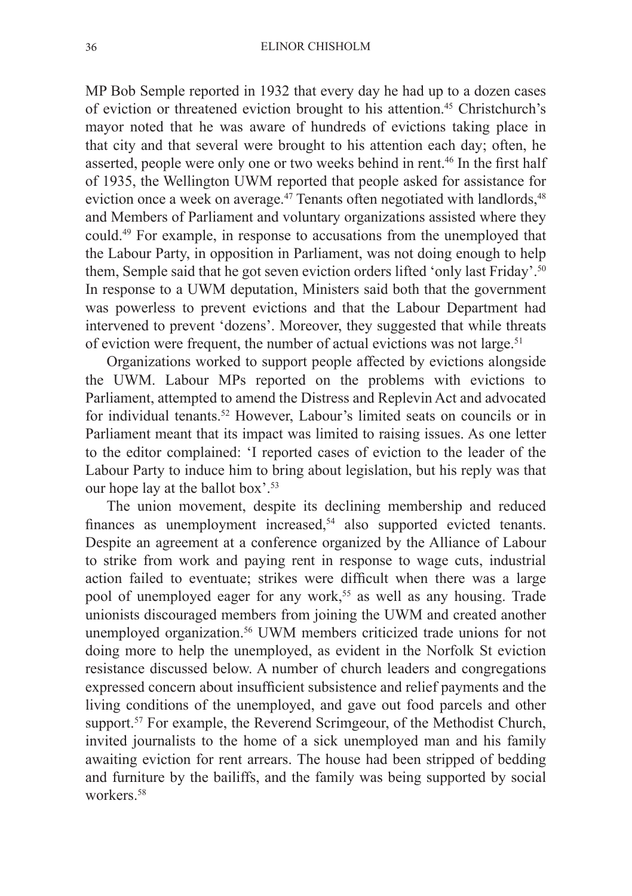MP Bob Semple reported in 1932 that every day he had up to a dozen cases of eviction or threatened eviction brought to his attention.[45] Christchurch's mayor noted that he was aware of hundreds of evictions taking place in that city and that several were brought to his attention each day; often, he asserted, people were only one or two weeks behind in rent.[46] In the first half of 1935, the Wellington UWM reported that people asked for assistance for eviction once a week on average.[47] Tenants often negotiated with landlords,[48] and Members of Parliament and voluntary organizations assisted where they could.[49] For example, in response to accusations from the unemployed that the Labour Party, in opposition in Parliament, was not doing enough to help them, Semple said that he got seven eviction orders lifted 'only last Friday'.[50] In response to a UWM deputation, Ministers said both that the government was powerless to prevent evictions and that the Labour Department had intervened to prevent 'dozens'. Moreover, they suggested that while threats of eviction were frequent, the number of actual evictions was not large.[51]

Organizations worked to support people affected by evictions alongside the UWM. Labour MPs reported on the problems with evictions to Parliament, attempted to amend the Distress and Replevin Act and advocated for individual tenants.[52] However, Labour's limited seats on councils or in Parliament meant that its impact was limited to raising issues. As one letter to the editor complained: 'I reported cases of eviction to the leader of the Labour Party to induce him to bring about legislation, but his reply was that our hope lay at the ballot box'.[53]

The union movement, despite its declining membership and reduced finances as unemployment increased,[54] also supported evicted tenants. Despite an agreement at a conference organized by the Alliance of Labour to strike from work and paying rent in response to wage cuts, industrial action failed to eventuate; strikes were difficult when there was a large pool of unemployed eager for any work,[55] as well as any housing. Trade unionists discouraged members from joining the UWM and created another unemployed organization.[56] UWM members criticized trade unions for not doing more to help the unemployed, as evident in the Norfolk St eviction resistance discussed below. A number of church leaders and congregations expressed concern about insufficient subsistence and relief payments and the living conditions of the unemployed, and gave out food parcels and other support.[57] For example, the Reverend Scrimgeour, of the Methodist Church, invited journalists to the home of a sick unemployed man and his family awaiting eviction for rent arrears. The house had been stripped of bedding and furniture by the bailiffs, and the family was being supported by social workers.[58]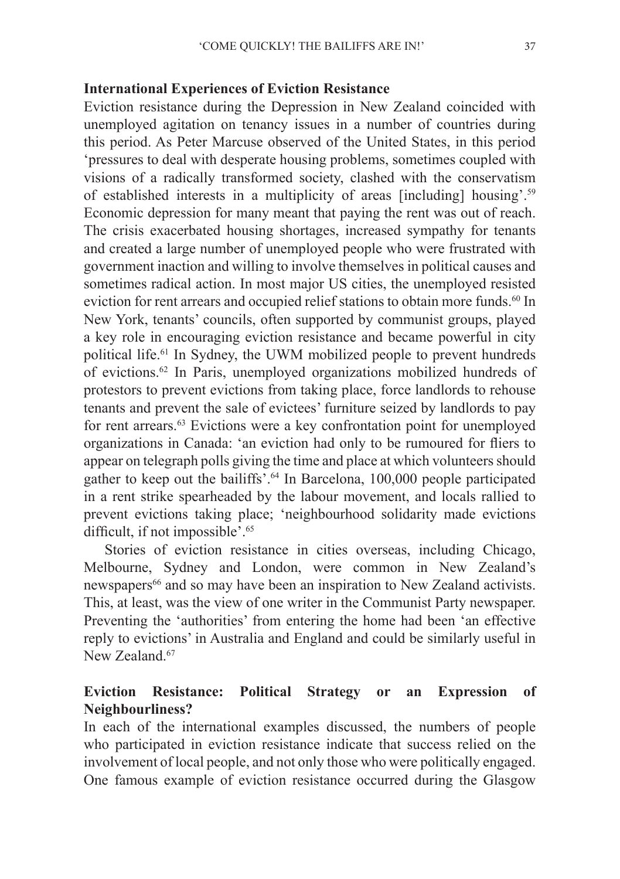## International Experiences of Eviction Resistance

Eviction resistance during the Depression in New Zealand coincided with unemployed agitation on tenancy issues in a number of countries during this period. As Peter Marcuse observed of the United States, in this period 'pressures to deal with desperate housing problems, sometimes coupled with visions of a radically transformed society, clashed with the conservatism of established interests in a multiplicity of areas [including] housing'.[59] Economic depression for many meant that paying the rent was out of reach. The crisis exacerbated housing shortages, increased sympathy for tenants and created a large number of unemployed people who were frustrated with government inaction and willing to involve themselves in political causes and sometimes radical action. In most major US cities, the unemployed resisted eviction for rent arrears and occupied relief stations to obtain more funds.[60] In New York, tenants' councils, often supported by communist groups, played a key role in encouraging eviction resistance and became powerful in city political life.[61] In Sydney, the UWM mobilized people to prevent hundreds of evictions.[62] In Paris, unemployed organizations mobilized hundreds of protestors to prevent evictions from taking place, force landlords to rehouse tenants and prevent the sale of evictees' furniture seized by landlords to pay for rent arrears.[63] Evictions were a key confrontation point for unemployed organizations in Canada: 'an eviction had only to be rumoured for fliers to appear on telegraph polls giving the time and place at which volunteers should gather to keep out the bailiffs'.[64] In Barcelona, 100,000 people participated in a rent strike spearheaded by the labour movement, and locals rallied to prevent evictions taking place; 'neighbourhood solidarity made evictions difficult, if not impossible'.[65]

Stories of eviction resistance in cities overseas, including Chicago, Melbourne, Sydney and London, were common in New Zealand's newspapers[66] and so may have been an inspiration to New Zealand activists. This, at least, was the view of one writer in the Communist Party newspaper. Preventing the 'authorities' from entering the home had been 'an effective reply to evictions' in Australia and England and could be similarly useful in New Zealand.[67]

## Eviction Resistance: Political Strategy or an Expression of Neighbourliness?

In each of the international examples discussed, the numbers of people who participated in eviction resistance indicate that success relied on the involvement of local people, and not only those who were politically engaged. One famous example of eviction resistance occurred during the Glasgow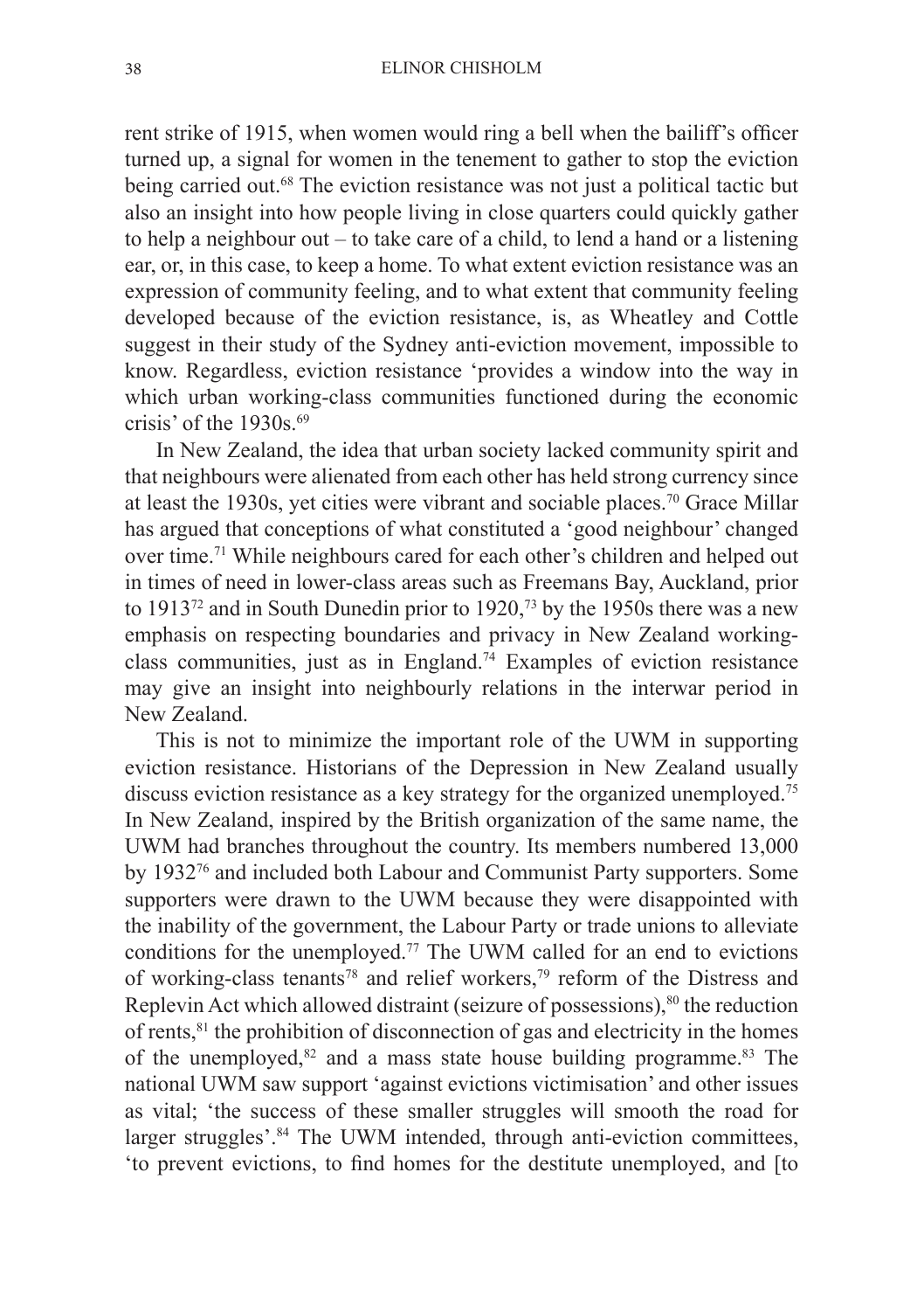rent strike of 1915, when women would ring a bell when the bailiff's officer turned up, a signal for women in the tenement to gather to stop the eviction being carried out.[68] The eviction resistance was not just a political tactic but also an insight into how people living in close quarters could quickly gather to help a neighbour out – to take care of a child, to lend a hand or a listening ear, or, in this case, to keep a home. To what extent eviction resistance was an expression of community feeling, and to what extent that community feeling developed because of the eviction resistance, is, as Wheatley and Cottle suggest in their study of the Sydney anti-eviction movement, impossible to know. Regardless, eviction resistance 'provides a window into the way in which urban working-class communities functioned during the economic crisis' of the 1930s.[69]

In New Zealand, the idea that urban society lacked community spirit and that neighbours were alienated from each other has held strong currency since at least the 1930s, yet cities were vibrant and sociable places.[70] Grace Millar has argued that conceptions of what constituted a 'good neighbour' changed over time.[71] While neighbours cared for each other's children and helped out in times of need in lower-class areas such as Freemans Bay, Auckland, prior to 1913[72] and in South Dunedin prior to 1920,[73] by the 1950s there was a new emphasis on respecting boundaries and privacy in New Zealand working-class communities, just as in England.[74] Examples of eviction resistance may give an insight into neighbourly relations in the interwar period in New Zealand.

This is not to minimize the important role of the UWM in supporting eviction resistance. Historians of the Depression in New Zealand usually discuss eviction resistance as a key strategy for the organized unemployed.[75] In New Zealand, inspired by the British organization of the same name, the UWM had branches throughout the country. Its members numbered 13,000 by 1932[76] and included both Labour and Communist Party supporters. Some supporters were drawn to the UWM because they were disappointed with the inability of the government, the Labour Party or trade unions to alleviate conditions for the unemployed.[77] The UWM called for an end to evictions of working-class tenants[78] and relief workers,[79] reform of the Distress and Replevin Act which allowed distraint (seizure of possessions),[80] the reduction of rents,[81] the prohibition of disconnection of gas and electricity in the homes of the unemployed,[82] and a mass state house building programme.[83] The national UWM saw support 'against evictions victimisation' and other issues as vital; 'the success of these smaller struggles will smooth the road for larger struggles'.[84] The UWM intended, through anti-eviction committees, 'to prevent evictions, to find homes for the destitute unemployed, and [to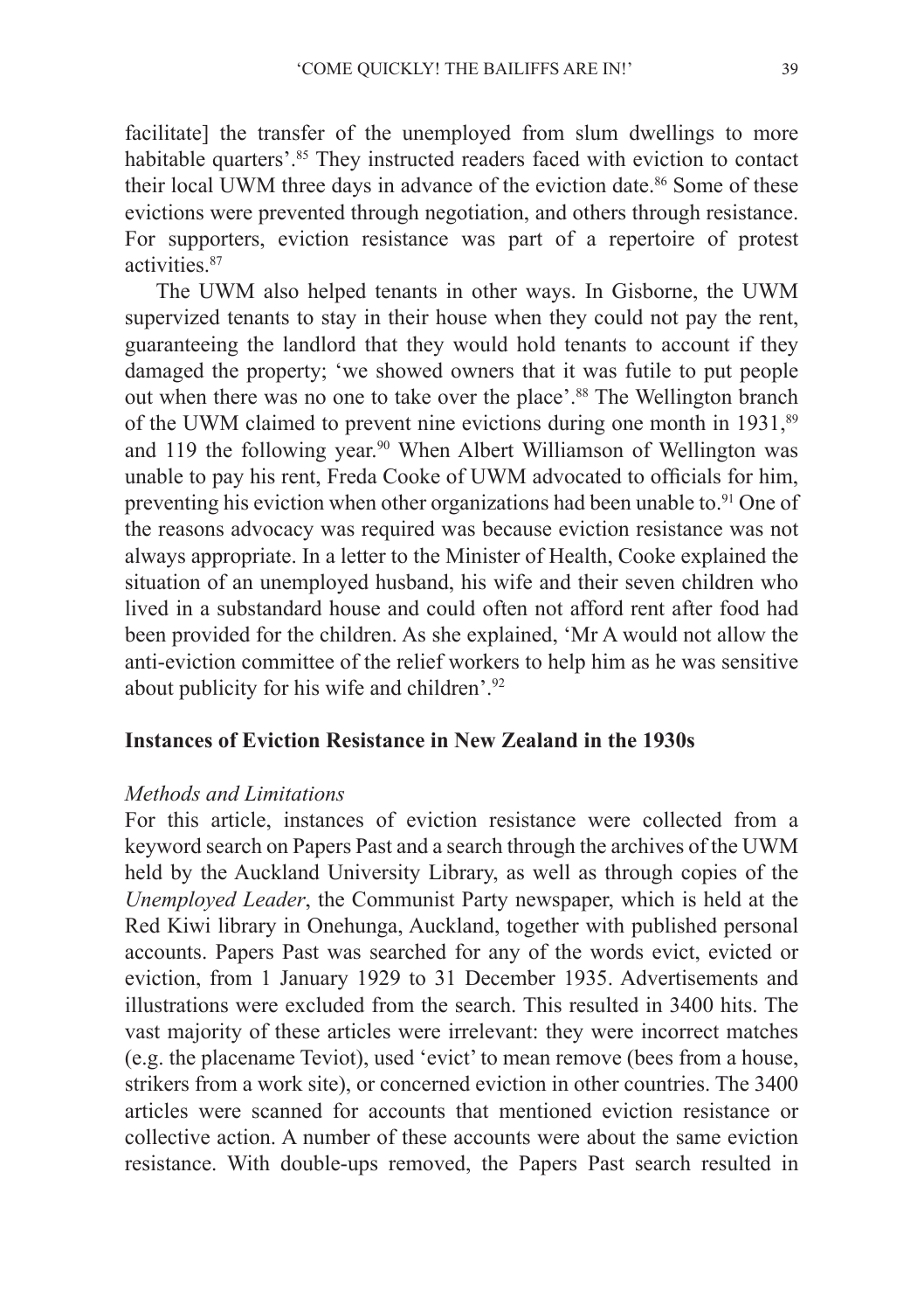facilitate] the transfer of the unemployed from slum dwellings to more habitable quarters'.[85] They instructed readers faced with eviction to contact their local UWM three days in advance of the eviction date.[86] Some of these evictions were prevented through negotiation, and others through resistance. For supporters, eviction resistance was part of a repertoire of protest activities.[87]

The UWM also helped tenants in other ways. In Gisborne, the UWM supervized tenants to stay in their house when they could not pay the rent, guaranteeing the landlord that they would hold tenants to account if they damaged the property; 'we showed owners that it was futile to put people out when there was no one to take over the place'.[88] The Wellington branch of the UWM claimed to prevent nine evictions during one month in 1931,[89] and 119 the following year.[90] When Albert Williamson of Wellington was unable to pay his rent, Freda Cooke of UWM advocated to officials for him, preventing his eviction when other organizations had been unable to.[91] One of the reasons advocacy was required was because eviction resistance was not always appropriate. In a letter to the Minister of Health, Cooke explained the situation of an unemployed husband, his wife and their seven children who lived in a substandard house and could often not afford rent after food had been provided for the children. As she explained, 'Mr A would not allow the anti-eviction committee of the relief workers to help him as he was sensitive about publicity for his wife and children'.[92]

## Instances of Eviction Resistance in New Zealand in the 1930s

### *Methods and Limitations*

For this article, instances of eviction resistance were collected from a keyword search on Papers Past and a search through the archives of the UWM held by the Auckland University Library, as well as through copies of the *Unemployed Leader*, the Communist Party newspaper, which is held at the Red Kiwi library in Onehunga, Auckland, together with published personal accounts. Papers Past was searched for any of the words evict, evicted or eviction, from 1 January 1929 to 31 December 1935. Advertisements and illustrations were excluded from the search. This resulted in 3400 hits. The vast majority of these articles were irrelevant: they were incorrect matches (e.g. the placename Teviot), used 'evict' to mean remove (bees from a house, strikers from a work site), or concerned eviction in other countries. The 3400 articles were scanned for accounts that mentioned eviction resistance or collective action. A number of these accounts were about the same eviction resistance. With double-ups removed, the Papers Past search resulted in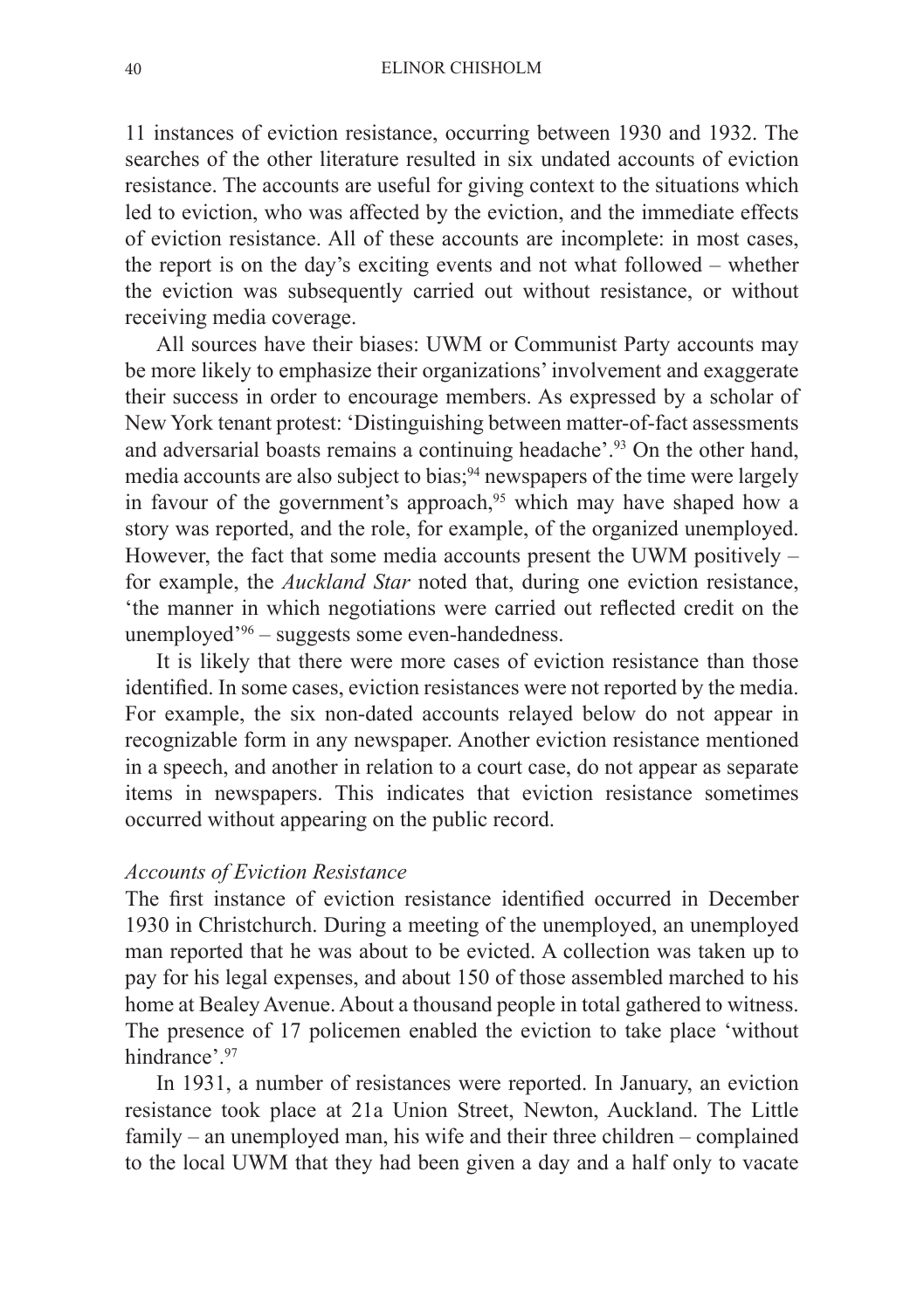11 instances of eviction resistance, occurring between 1930 and 1932. The searches of the other literature resulted in six undated accounts of eviction resistance. The accounts are useful for giving context to the situations which led to eviction, who was affected by the eviction, and the immediate effects of eviction resistance. All of these accounts are incomplete: in most cases, the report is on the day's exciting events and not what followed – whether the eviction was subsequently carried out without resistance, or without receiving media coverage.

All sources have their biases: UWM or Communist Party accounts may be more likely to emphasize their organizations' involvement and exaggerate their success in order to encourage members. As expressed by a scholar of New York tenant protest: 'Distinguishing between matter-of-fact assessments and adversarial boasts remains a continuing headache'.[93] On the other hand, media accounts are also subject to bias;[94] newspapers of the time were largely in favour of the government's approach,[95] which may have shaped how a story was reported, and the role, for example, of the organized unemployed. However, the fact that some media accounts present the UWM positively – for example, the *Auckland Star* noted that, during one eviction resistance, 'the manner in which negotiations were carried out reflected credit on the unemployed'[96] – suggests some even-handedness.

It is likely that there were more cases of eviction resistance than those identified. In some cases, eviction resistances were not reported by the media. For example, the six non-dated accounts relayed below do not appear in recognizable form in any newspaper. Another eviction resistance mentioned in a speech, and another in relation to a court case, do not appear as separate items in newspapers. This indicates that eviction resistance sometimes occurred without appearing on the public record.

### *Accounts of Eviction Resistance*

The first instance of eviction resistance identified occurred in December 1930 in Christchurch. During a meeting of the unemployed, an unemployed man reported that he was about to be evicted. A collection was taken up to pay for his legal expenses, and about 150 of those assembled marched to his home at Bealey Avenue. About a thousand people in total gathered to witness. The presence of 17 policemen enabled the eviction to take place 'without hindrance'.[97]

In 1931, a number of resistances were reported. In January, an eviction resistance took place at 21a Union Street, Newton, Auckland. The Little family – an unemployed man, his wife and their three children – complained to the local UWM that they had been given a day and a half only to vacate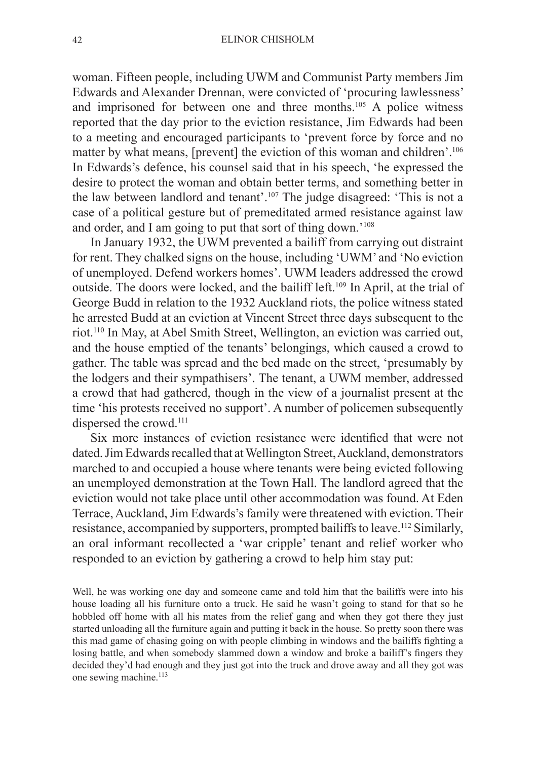woman. Fifteen people, including UWM and Communist Party members Jim Edwards and Alexander Drennan, were convicted of 'procuring lawlessness' and imprisoned for between one and three months.[105] A police witness reported that the day prior to the eviction resistance, Jim Edwards had been to a meeting and encouraged participants to 'prevent force by force and no matter by what means, [prevent] the eviction of this woman and children'.[106] In Edwards's defence, his counsel said that in his speech, 'he expressed the desire to protect the woman and obtain better terms, and something better in the law between landlord and tenant'.[107] The judge disagreed: 'This is not a case of a political gesture but of premeditated armed resistance against law and order, and I am going to put that sort of thing down.'[108]

In January 1932, the UWM prevented a bailiff from carrying out distraint for rent. They chalked signs on the house, including 'UWM' and 'No eviction of unemployed. Defend workers homes'. UWM leaders addressed the crowd outside. The doors were locked, and the bailiff left.[109] In April, at the trial of George Budd in relation to the 1932 Auckland riots, the police witness stated he arrested Budd at an eviction at Vincent Street three days subsequent to the riot.[110] In May, at Abel Smith Street, Wellington, an eviction was carried out, and the house emptied of the tenants' belongings, which caused a crowd to gather. The table was spread and the bed made on the street, 'presumably by the lodgers and their sympathisers'. The tenant, a UWM member, addressed a crowd that had gathered, though in the view of a journalist present at the time 'his protests received no support'. A number of policemen subsequently dispersed the crowd.[111]

Six more instances of eviction resistance were identified that were not dated. Jim Edwards recalled that at Wellington Street, Auckland, demonstrators marched to and occupied a house where tenants were being evicted following an unemployed demonstration at the Town Hall. The landlord agreed that the eviction would not take place until other accommodation was found. At Eden Terrace, Auckland, Jim Edwards's family were threatened with eviction. Their resistance, accompanied by supporters, prompted bailiffs to leave.[112] Similarly, an oral informant recollected a 'war cripple' tenant and relief worker who responded to an eviction by gathering a crowd to help him stay put:

> Well, he was working one day and someone came and told him that the bailiffs were into his house loading all his furniture onto a truck. He said he wasn't going to stand for that so he hobbled off home with all his mates from the relief gang and when they got there they just started unloading all the furniture again and putting it back in the house. So pretty soon there was this mad game of chasing going on with people climbing in windows and the bailiffs fighting a losing battle, and when somebody slammed down a window and broke a bailiff's fingers they decided they'd had enough and they just got into the truck and drove away and all they got was one sewing machine.[113]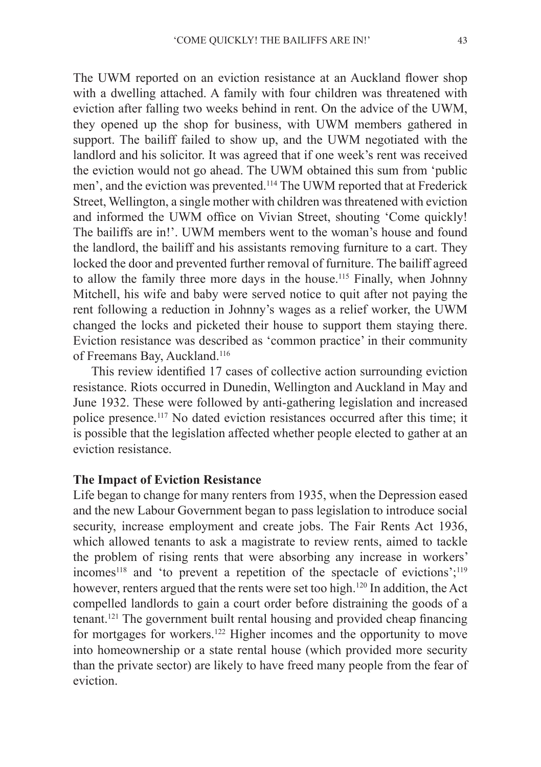The UWM reported on an eviction resistance at an Auckland flower shop with a dwelling attached. A family with four children was threatened with eviction after falling two weeks behind in rent. On the advice of the UWM, they opened up the shop for business, with UWM members gathered in support. The bailiff failed to show up, and the UWM negotiated with the landlord and his solicitor. It was agreed that if one week's rent was received the eviction would not go ahead. The UWM obtained this sum from 'public men', and the eviction was prevented.[114] The UWM reported that at Frederick Street, Wellington, a single mother with children was threatened with eviction and informed the UWM office on Vivian Street, shouting 'Come quickly! The bailiffs are in!'. UWM members went to the woman's house and found the landlord, the bailiff and his assistants removing furniture to a cart. They locked the door and prevented further removal of furniture. The bailiff agreed to allow the family three more days in the house.[115] Finally, when Johnny Mitchell, his wife and baby were served notice to quit after not paying the rent following a reduction in Johnny's wages as a relief worker, the UWM changed the locks and picketed their house to support them staying there. Eviction resistance was described as 'common practice' in their community of Freemans Bay, Auckland.[116]

This review identified 17 cases of collective action surrounding eviction resistance. Riots occurred in Dunedin, Wellington and Auckland in May and June 1932. These were followed by anti-gathering legislation and increased police presence.[117] No dated eviction resistances occurred after this time; it is possible that the legislation affected whether people elected to gather at an eviction resistance.

**The Impact of Eviction Resistance**

Life began to change for many renters from 1935, when the Depression eased and the new Labour Government began to pass legislation to introduce social security, increase employment and create jobs. The Fair Rents Act 1936, which allowed tenants to ask a magistrate to review rents, aimed to tackle the problem of rising rents that were absorbing any increase in workers' incomes[118] and 'to prevent a repetition of the spectacle of evictions';[119] however, renters argued that the rents were set too high.[120] In addition, the Act compelled landlords to gain a court order before distraining the goods of a tenant.[121] The government built rental housing and provided cheap financing for mortgages for workers.[122] Higher incomes and the opportunity to move into homeownership or a state rental house (which provided more security than the private sector) are likely to have freed many people from the fear of eviction.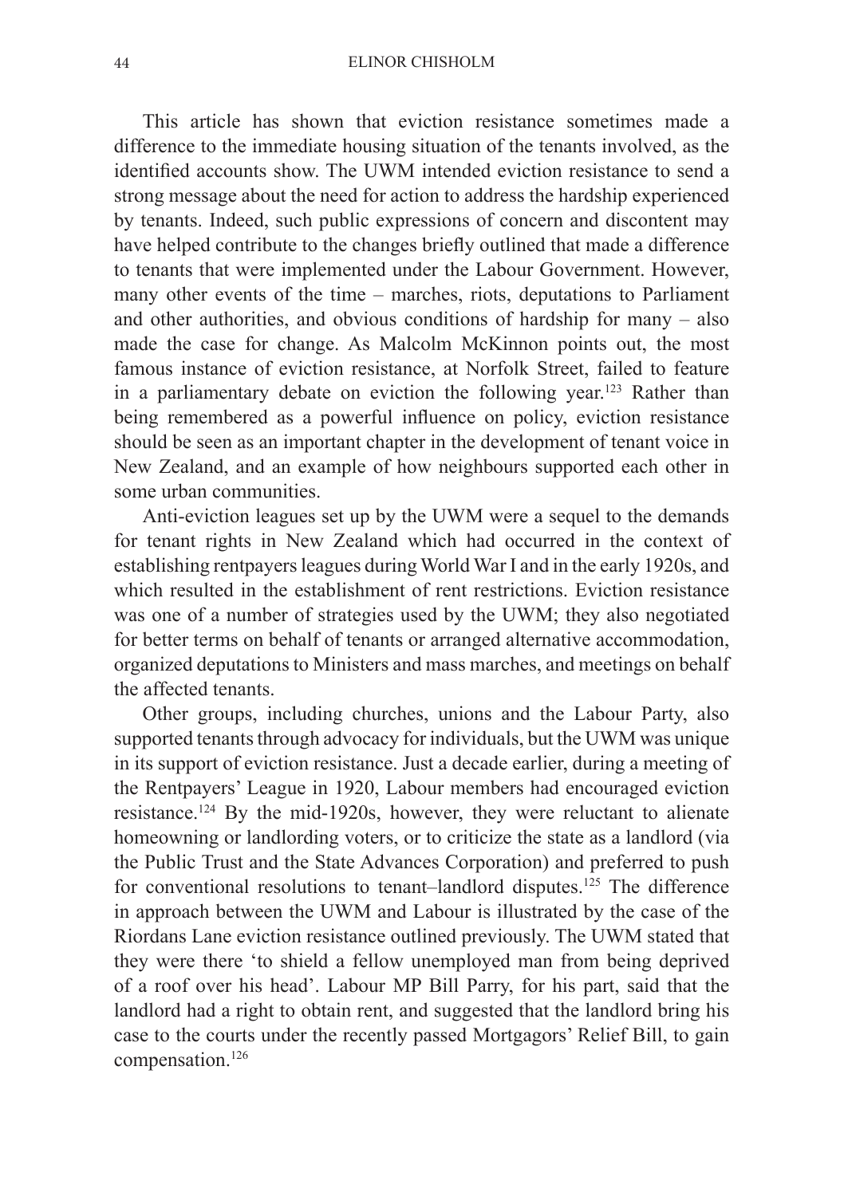This article has shown that eviction resistance sometimes made a difference to the immediate housing situation of the tenants involved, as the identified accounts show. The UWM intended eviction resistance to send a strong message about the need for action to address the hardship experienced by tenants. Indeed, such public expressions of concern and discontent may have helped contribute to the changes briefly outlined that made a difference to tenants that were implemented under the Labour Government. However, many other events of the time – marches, riots, deputations to Parliament and other authorities, and obvious conditions of hardship for many – also made the case for change. As Malcolm McKinnon points out, the most famous instance of eviction resistance, at Norfolk Street, failed to feature in a parliamentary debate on eviction the following year.[123] Rather than being remembered as a powerful influence on policy, eviction resistance should be seen as an important chapter in the development of tenant voice in New Zealand, and an example of how neighbours supported each other in some urban communities.

Anti-eviction leagues set up by the UWM were a sequel to the demands for tenant rights in New Zealand which had occurred in the context of establishing rentpayers leagues during World War I and in the early 1920s, and which resulted in the establishment of rent restrictions. Eviction resistance was one of a number of strategies used by the UWM; they also negotiated for better terms on behalf of tenants or arranged alternative accommodation, organized deputations to Ministers and mass marches, and meetings on behalf the affected tenants.

Other groups, including churches, unions and the Labour Party, also supported tenants through advocacy for individuals, but the UWM was unique in its support of eviction resistance. Just a decade earlier, during a meeting of the Rentpayers' League in 1920, Labour members had encouraged eviction resistance.[124] By the mid-1920s, however, they were reluctant to alienate homeowning or landlording voters, or to criticize the state as a landlord (via the Public Trust and the State Advances Corporation) and preferred to push for conventional resolutions to tenant–landlord disputes.[125] The difference in approach between the UWM and Labour is illustrated by the case of the Riordans Lane eviction resistance outlined previously. The UWM stated that they were there 'to shield a fellow unemployed man from being deprived of a roof over his head'. Labour MP Bill Parry, for his part, said that the landlord had a right to obtain rent, and suggested that the landlord bring his case to the courts under the recently passed Mortgagors' Relief Bill, to gain compensation.[126]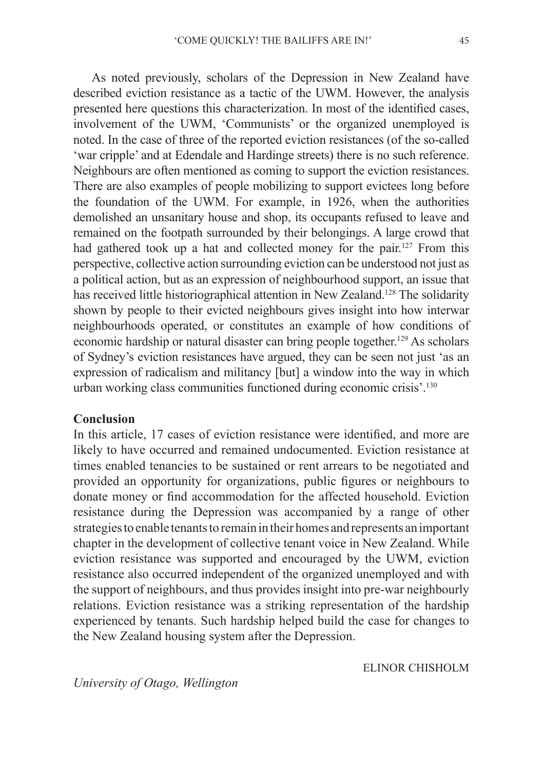As noted previously, scholars of the Depression in New Zealand have described eviction resistance as a tactic of the UWM. However, the analysis presented here questions this characterization. In most of the identified cases, involvement of the UWM, 'Communists' or the organized unemployed is noted. In the case of three of the reported eviction resistances (of the so-called 'war cripple' and at Edendale and Hardinge streets) there is no such reference. Neighbours are often mentioned as coming to support the eviction resistances. There are also examples of people mobilizing to support evictees long before the foundation of the UWM. For example, in 1926, when the authorities demolished an unsanitary house and shop, its occupants refused to leave and remained on the footpath surrounded by their belongings. A large crowd that had gathered took up a hat and collected money for the pair.[127] From this perspective, collective action surrounding eviction can be understood not just as a political action, but as an expression of neighbourhood support, an issue that has received little historiographical attention in New Zealand.[128] The solidarity shown by people to their evicted neighbours gives insight into how interwar neighbourhoods operated, or constitutes an example of how conditions of economic hardship or natural disaster can bring people together.[129] As scholars of Sydney's eviction resistances have argued, they can be seen not just 'as an expression of radicalism and militancy [but] a window into the way in which urban working class communities functioned during economic crisis'.[130]

## Conclusion

In this article, 17 cases of eviction resistance were identified, and more are likely to have occurred and remained undocumented. Eviction resistance at times enabled tenancies to be sustained or rent arrears to be negotiated and provided an opportunity for organizations, public figures or neighbours to donate money or find accommodation for the affected household. Eviction resistance during the Depression was accompanied by a range of other strategies to enable tenants to remain in their homes and represents an important chapter in the development of collective tenant voice in New Zealand. While eviction resistance was supported and encouraged by the UWM, eviction resistance also occurred independent of the organized unemployed and with the support of neighbours, and thus provides insight into pre-war neighbourly relations. Eviction resistance was a striking representation of the hardship experienced by tenants. Such hardship helped build the case for changes to the New Zealand housing system after the Depression.

ELINOR CHISHOLM

*University of Otago, Wellington*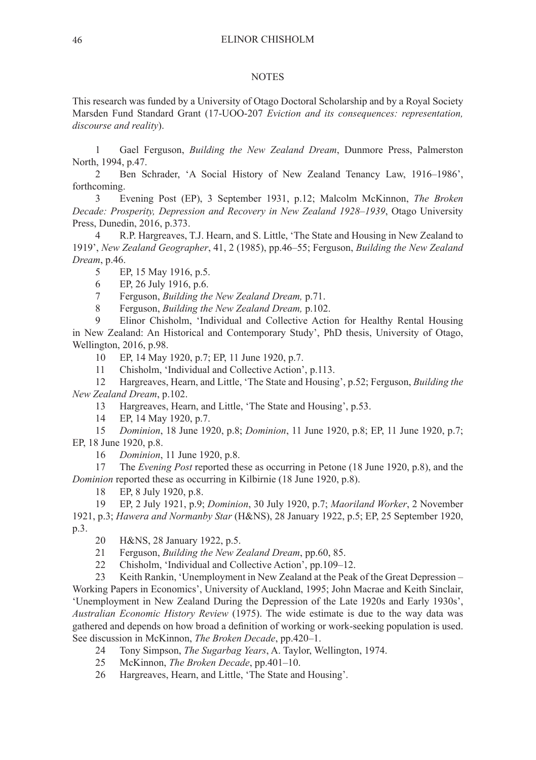## NOTES

This research was funded by a University of Otago Doctoral Scholarship and by a Royal Society Marsden Fund Standard Grant (17-UOO-207 *Eviction and its consequences: representation, discourse and reality*).

1 Gael Ferguson, *Building the New Zealand Dream*, Dunmore Press, Palmerston North, 1994, p.47.

2 Ben Schrader, 'A Social History of New Zealand Tenancy Law, 1916–1986', forthcoming.

3 Evening Post (EP), 3 September 1931, p.12; Malcolm McKinnon, *The Broken Decade: Prosperity, Depression and Recovery in New Zealand 1928–1939*, Otago University Press, Dunedin, 2016, p.373.

4 R.P. Hargreaves, T.J. Hearn, and S. Little, 'The State and Housing in New Zealand to 1919', *New Zealand Geographer*, 41, 2 (1985), pp.46–55; Ferguson, *Building the New Zealand Dream*, p.46.

5 EP, 15 May 1916, p.5.

6 EP, 26 July 1916, p.6.

7 Ferguson, *Building the New Zealand Dream,* p.71.

8 Ferguson, *Building the New Zealand Dream,* p.102.

9 Elinor Chisholm, 'Individual and Collective Action for Healthy Rental Housing in New Zealand: An Historical and Contemporary Study', PhD thesis, University of Otago, Wellington, 2016, p.98.

10 EP, 14 May 1920, p.7; EP, 11 June 1920, p.7.

11 Chisholm, 'Individual and Collective Action', p.113.

12 Hargreaves, Hearn, and Little, 'The State and Housing', p.52; Ferguson, *Building the New Zealand Dream*, p.102.

13 Hargreaves, Hearn, and Little, 'The State and Housing', p.53.

14 EP, 14 May 1920, p.7.

15 *Dominion*, 18 June 1920, p.8; *Dominion*, 11 June 1920, p.8; EP, 11 June 1920, p.7; EP, 18 June 1920, p.8.

16 *Dominion*, 11 June 1920, p.8.

17 The *Evening Post* reported these as occurring in Petone (18 June 1920, p.8), and the *Dominion* reported these as occurring in Kilbirnie (18 June 1920, p.8).

18 EP, 8 July 1920, p.8.

19 EP, 2 July 1921, p.9; *Dominion*, 30 July 1920, p.7; *Maoriland Worker*, 2 November 1921, p.3; *Hawera and Normanby Star* (H&NS), 28 January 1922, p.5; EP, 25 September 1920, p.3.

20 H&NS, 28 January 1922, p.5.

21 Ferguson, *Building the New Zealand Dream*, pp.60, 85.

22 Chisholm, 'Individual and Collective Action', pp.109–12.

23 Keith Rankin, 'Unemployment in New Zealand at the Peak of the Great Depression – Working Papers in Economics', University of Auckland, 1995; John Macrae and Keith Sinclair, 'Unemployment in New Zealand During the Depression of the Late 1920s and Early 1930s', *Australian Economic History Review* (1975). The wide estimate is due to the way data was gathered and depends on how broad a definition of working or work-seeking population is used. See discussion in McKinnon, *The Broken Decade*, pp.420–1.

24 Tony Simpson, *The Sugarbag Years*, A. Taylor, Wellington, 1974.

25 McKinnon, *The Broken Decade*, pp.401–10.

26 Hargreaves, Hearn, and Little, 'The State and Housing'.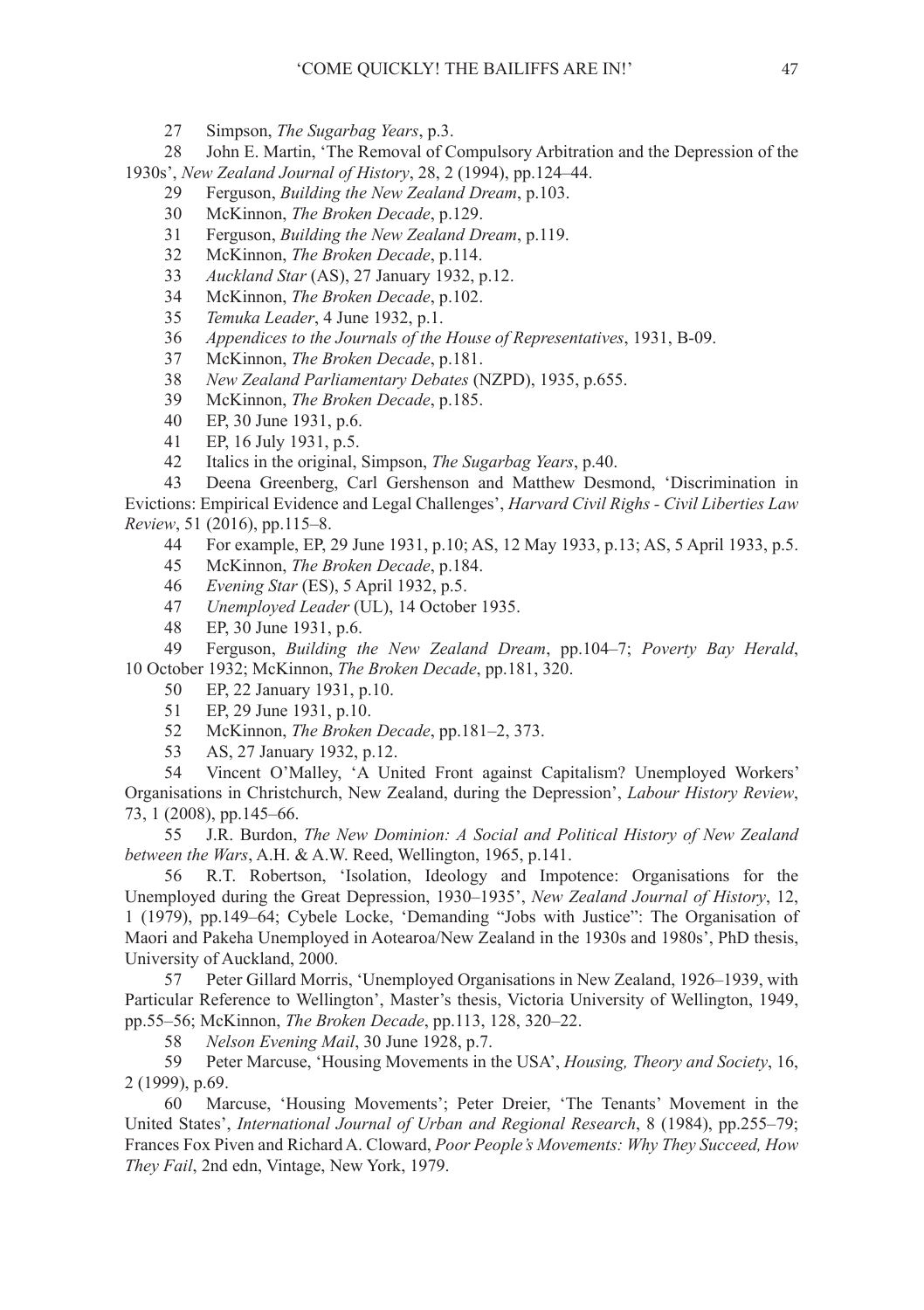27 Simpson, *The Sugarbag Years*, p.3.

28 John E. Martin, 'The Removal of Compulsory Arbitration and the Depression of the 1930s', *New Zealand Journal of History*, 28, 2 (1994), pp.124–44.

29 Ferguson, *Building the New Zealand Dream*, p.103.

30 McKinnon, *The Broken Decade*, p.129.

31 Ferguson, *Building the New Zealand Dream*, p.119.

32 McKinnon, *The Broken Decade*, p.114.

33 *Auckland Star* (AS), 27 January 1932, p.12.

34 McKinnon, *The Broken Decade*, p.102.

35 *Temuka Leader*, 4 June 1932, p.1.

36 *Appendices to the Journals of the House of Representatives*, 1931, B-09.

37 McKinnon, *The Broken Decade*, p.181.

38 *New Zealand Parliamentary Debates* (NZPD), 1935, p.655.

39 McKinnon, *The Broken Decade*, p.185.

40 EP, 30 June 1931, p.6.

41 EP, 16 July 1931, p.5.

42 Italics in the original, Simpson, *The Sugarbag Years*, p.40.

43 Deena Greenberg, Carl Gershenson and Matthew Desmond, 'Discrimination in Evictions: Empirical Evidence and Legal Challenges', *Harvard Civil Righs - Civil Liberties Law Review*, 51 (2016), pp.115–8.

44 For example, EP, 29 June 1931, p.10; AS, 12 May 1933, p.13; AS, 5 April 1933, p.5.

45 McKinnon, *The Broken Decade*, p.184.

46 *Evening Star* (ES), 5 April 1932, p.5.

47 *Unemployed Leader* (UL), 14 October 1935.

48 EP, 30 June 1931, p.6.

49 Ferguson, *Building the New Zealand Dream*, pp.104–7; *Poverty Bay Herald*, 10 October 1932; McKinnon, *The Broken Decade*, pp.181, 320.

50 EP, 22 January 1931, p.10.

51 EP, 29 June 1931, p.10.

52 McKinnon, *The Broken Decade*, pp.181–2, 373.

53 AS, 27 January 1932, p.12.

54 Vincent O'Malley, 'A United Front against Capitalism? Unemployed Workers' Organisations in Christchurch, New Zealand, during the Depression', *Labour History Review*, 73, 1 (2008), pp.145–66.

55 J.R. Burdon, *The New Dominion: A Social and Political History of New Zealand between the Wars*, A.H. & A.W. Reed, Wellington, 1965, p.141.

56 R.T. Robertson, 'Isolation, Ideology and Impotence: Organisations for the Unemployed during the Great Depression, 1930–1935', *New Zealand Journal of History*, 12, 1 (1979), pp.149–64; Cybele Locke, 'Demanding "Jobs with Justice": The Organisation of Maori and Pakeha Unemployed in Aotearoa/New Zealand in the 1930s and 1980s', PhD thesis, University of Auckland, 2000.

57 Peter Gillard Morris, 'Unemployed Organisations in New Zealand, 1926–1939, with Particular Reference to Wellington', Master's thesis, Victoria University of Wellington, 1949, pp.55–56; McKinnon, *The Broken Decade*, pp.113, 128, 320–22.

58 *Nelson Evening Mail*, 30 June 1928, p.7.

59 Peter Marcuse, 'Housing Movements in the USA', *Housing, Theory and Society*, 16, 2 (1999), p.69.

60 Marcuse, 'Housing Movements'; Peter Dreier, 'The Tenants' Movement in the United States', *International Journal of Urban and Regional Research*, 8 (1984), pp.255–79; Frances Fox Piven and Richard A. Cloward, *Poor People's Movements: Why They Succeed, How They Fail*, 2nd edn, Vintage, New York, 1979.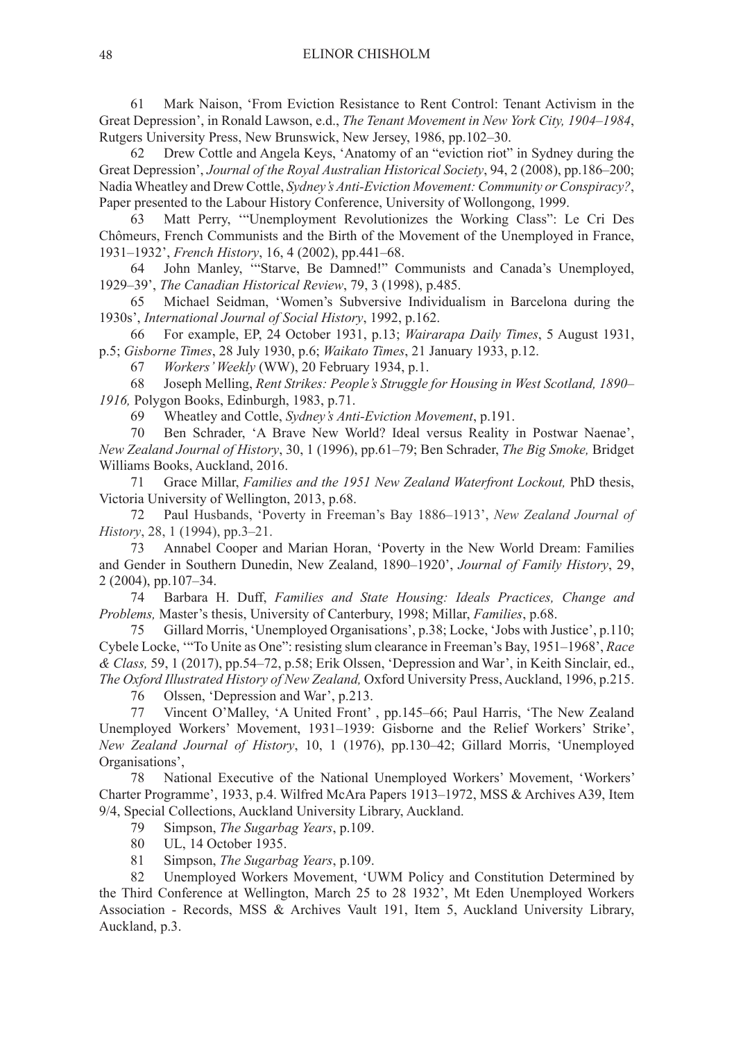61 Mark Naison, 'From Eviction Resistance to Rent Control: Tenant Activism in the Great Depression', in Ronald Lawson, e.d., *The Tenant Movement in New York City, 1904–1984*, Rutgers University Press, New Brunswick, New Jersey, 1986, pp.102–30.

62 Drew Cottle and Angela Keys, 'Anatomy of an "eviction riot" in Sydney during the Great Depression', *Journal of the Royal Australian Historical Society*, 94, 2 (2008), pp.186–200; Nadia Wheatley and Drew Cottle, *Sydney's Anti-Eviction Movement: Community or Conspiracy?*, Paper presented to the Labour History Conference, University of Wollongong, 1999.

63 Matt Perry, '"Unemployment Revolutionizes the Working Class": Le Cri Des Chômeurs, French Communists and the Birth of the Movement of the Unemployed in France, 1931–1932', *French History*, 16, 4 (2002), pp.441–68.

64 John Manley, '"Starve, Be Damned!" Communists and Canada's Unemployed, 1929–39', *The Canadian Historical Review*, 79, 3 (1998), p.485.

65 Michael Seidman, 'Women's Subversive Individualism in Barcelona during the 1930s', *International Journal of Social History*, 1992, p.162.

66 For example, EP, 24 October 1931, p.13; *Wairarapa Daily Times*, 5 August 1931, p.5; *Gisborne Times*, 28 July 1930, p.6; *Waikato Times*, 21 January 1933, p.12.

67 *Workers' Weekly* (WW), 20 February 1934, p.1.

68 Joseph Melling, *Rent Strikes: People's Struggle for Housing in West Scotland, 1890–1916,* Polygon Books, Edinburgh, 1983, p.71.

69 Wheatley and Cottle, *Sydney's Anti-Eviction Movement*, p.191.

70 Ben Schrader, 'A Brave New World? Ideal versus Reality in Postwar Naenae', *New Zealand Journal of History*, 30, 1 (1996), pp.61–79; Ben Schrader, *The Big Smoke,* Bridget Williams Books, Auckland, 2016.

71 Grace Millar, *Families and the 1951 New Zealand Waterfront Lockout,* PhD thesis, Victoria University of Wellington, 2013, p.68.

72 Paul Husbands, 'Poverty in Freeman's Bay 1886–1913', *New Zealand Journal of History*, 28, 1 (1994), pp.3–21.

73 Annabel Cooper and Marian Horan, 'Poverty in the New World Dream: Families and Gender in Southern Dunedin, New Zealand, 1890–1920', *Journal of Family History*, 29, 2 (2004), pp.107–34.

74 Barbara H. Duff, *Families and State Housing: Ideals Practices, Change and Problems,* Master's thesis, University of Canterbury, 1998; Millar, *Families*, p.68.

75 Gillard Morris, 'Unemployed Organisations', p.38; Locke, 'Jobs with Justice', p.110; Cybele Locke, '"To Unite as One": resisting slum clearance in Freeman's Bay, 1951–1968', *Race & Class,* 59, 1 (2017), pp.54–72, p.58; Erik Olssen, 'Depression and War', in Keith Sinclair, ed., *The Oxford Illustrated History of New Zealand,* Oxford University Press, Auckland, 1996, p.215.

76 Olssen, 'Depression and War', p.213.

77 Vincent O'Malley, 'A United Front' , pp.145–66; Paul Harris, 'The New Zealand Unemployed Workers' Movement, 1931–1939: Gisborne and the Relief Workers' Strike', *New Zealand Journal of History*, 10, 1 (1976), pp.130–42; Gillard Morris, 'Unemployed Organisations',

78 National Executive of the National Unemployed Workers' Movement, 'Workers' Charter Programme', 1933, p.4. Wilfred McAra Papers 1913–1972, MSS & Archives A39, Item 9/4, Special Collections, Auckland University Library, Auckland.

79 Simpson, *The Sugarbag Years*, p.109.

80 UL, 14 October 1935.

81 Simpson, *The Sugarbag Years*, p.109.

82 Unemployed Workers Movement, 'UWM Policy and Constitution Determined by the Third Conference at Wellington, March 25 to 28 1932', Mt Eden Unemployed Workers Association - Records, MSS & Archives Vault 191, Item 5, Auckland University Library, Auckland, p.3.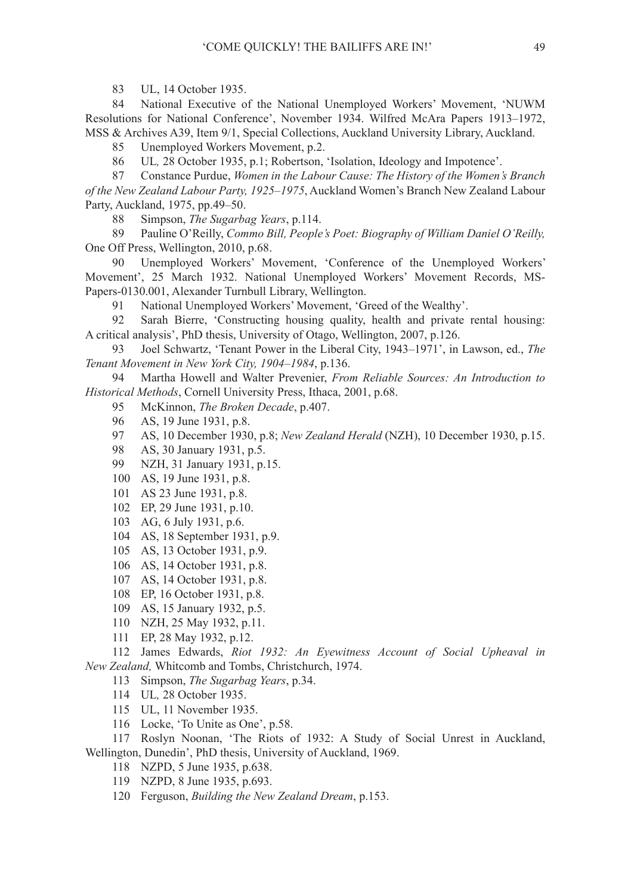83 UL, 14 October 1935.

84 National Executive of the National Unemployed Workers' Movement, 'NUWM Resolutions for National Conference', November 1934. Wilfred McAra Papers 1913–1972, MSS & Archives A39, Item 9/1, Special Collections, Auckland University Library, Auckland.

85 Unemployed Workers Movement, p.2.

86 UL, 28 October 1935, p.1; Robertson, 'Isolation, Ideology and Impotence'.

87 Constance Purdue, *Women in the Labour Cause: The History of the Women's Branch of the New Zealand Labour Party, 1925–1975*, Auckland Women's Branch New Zealand Labour Party, Auckland, 1975, pp.49–50.

88 Simpson, *The Sugarbag Years*, p.114.

89 Pauline O'Reilly, *Commo Bill, People's Poet: Biography of William Daniel O'Reilly,* One Off Press, Wellington, 2010, p.68.

90 Unemployed Workers' Movement, 'Conference of the Unemployed Workers' Movement', 25 March 1932. National Unemployed Workers' Movement Records, MS-Papers-0130.001, Alexander Turnbull Library, Wellington.

91 National Unemployed Workers' Movement, 'Greed of the Wealthy'.

92 Sarah Bierre, 'Constructing housing quality, health and private rental housing: A critical analysis', PhD thesis, University of Otago, Wellington, 2007, p.126.

93 Joel Schwartz, 'Tenant Power in the Liberal City, 1943–1971', in Lawson, ed., *The Tenant Movement in New York City, 1904–1984*, p.136.

94 Martha Howell and Walter Prevenier, *From Reliable Sources: An Introduction to Historical Methods*, Cornell University Press, Ithaca, 2001, p.68.

95 McKinnon, *The Broken Decade*, p.407.

96 AS, 19 June 1931, p.8.

97 AS, 10 December 1930, p.8; *New Zealand Herald* (NZH), 10 December 1930, p.15.

98 AS, 30 January 1931, p.5.

99 NZH, 31 January 1931, p.15.

100 AS, 19 June 1931, p.8.

101 AS 23 June 1931, p.8.

102 EP, 29 June 1931, p.10.

103 AG, 6 July 1931, p.6.

104 AS, 18 September 1931, p.9.

105 AS, 13 October 1931, p.9.

106 AS, 14 October 1931, p.8.

107 AS, 14 October 1931, p.8.

108 EP, 16 October 1931, p.8.

109 AS, 15 January 1932, p.5.

110 NZH, 25 May 1932, p.11.

111 EP, 28 May 1932, p.12.

112 James Edwards, *Riot 1932: An Eyewitness Account of Social Upheaval in New Zealand,* Whitcomb and Tombs, Christchurch, 1974.

113 Simpson, *The Sugarbag Years*, p.34.

114 UL, 28 October 1935.

115 UL, 11 November 1935.

116 Locke, 'To Unite as One', p.58.

117 Roslyn Noonan, 'The Riots of 1932: A Study of Social Unrest in Auckland, Wellington, Dunedin', PhD thesis, University of Auckland, 1969.

118 NZPD, 5 June 1935, p.638.

119 NZPD, 8 June 1935, p.693.

120 Ferguson, *Building the New Zealand Dream*, p.153.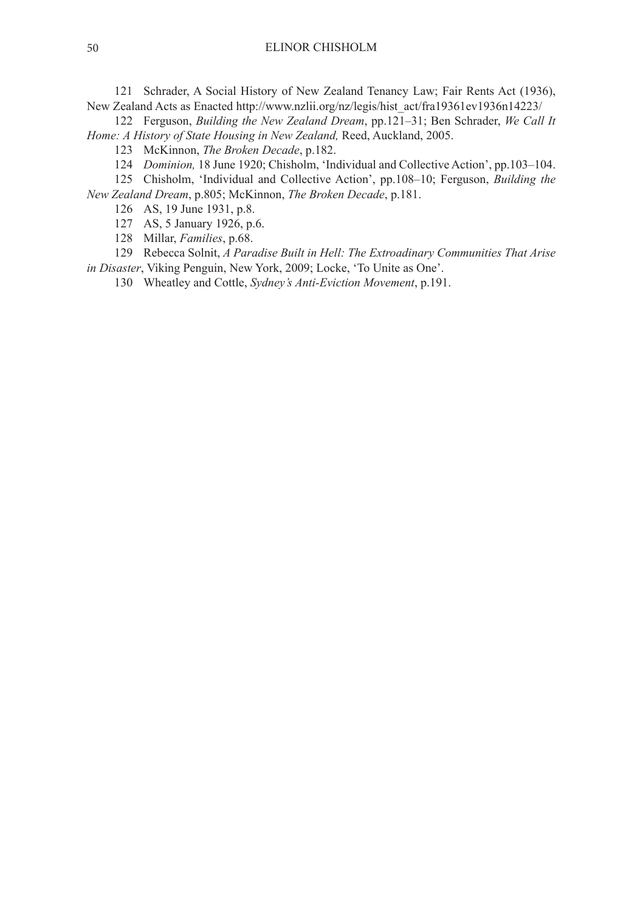121 Schrader, A Social History of New Zealand Tenancy Law; Fair Rents Act (1936), New Zealand Acts as Enacted http://www.nzlii.org/nz/legis/hist_act/fra19361ev1936n14223/

122 Ferguson, *Building the New Zealand Dream*, pp.121–31; Ben Schrader, *We Call It Home: A History of State Housing in New Zealand,* Reed, Auckland, 2005.

123 McKinnon, *The Broken Decade*, p.182.

124 *Dominion,* 18 June 1920; Chisholm, 'Individual and Collective Action', pp.103–104.

125 Chisholm, 'Individual and Collective Action', pp.108–10; Ferguson, *Building the New Zealand Dream*, p.805; McKinnon, *The Broken Decade*, p.181.

126 AS, 19 June 1931, p.8.

127 AS, 5 January 1926, p.6.

128 Millar, *Families*, p.68.

129 Rebecca Solnit, *A Paradise Built in Hell: The Extroadinary Communities That Arise in Disaster*, Viking Penguin, New York, 2009; Locke, 'To Unite as One'.

130 Wheatley and Cottle, *Sydney's Anti-Eviction Movement*, p.191.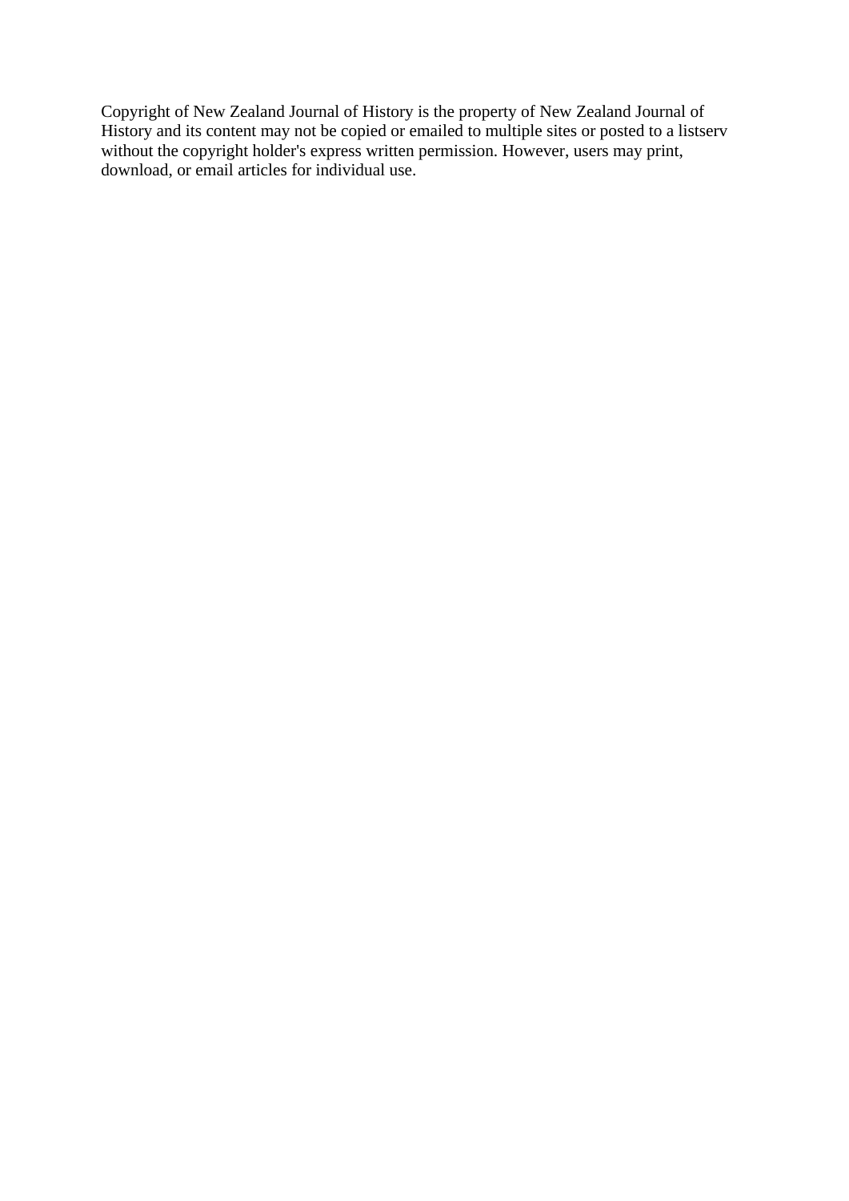Copyright of New Zealand Journal of History is the property of New Zealand Journal of History and its content may not be copied or emailed to multiple sites or posted to a listserv without the copyright holder's express written permission. However, users may print, download, or email articles for individual use.